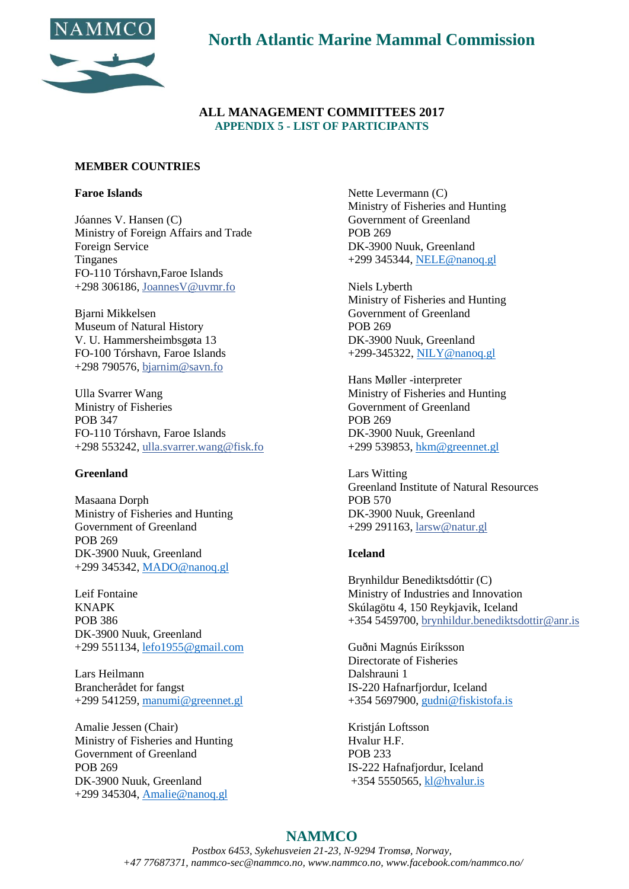# North Atlantic Marine Mammal Commission

## ALL MANAGEMENT COMMITTEES 2017
### APPENDIX 5 - LIST OF PARTICIPANTS

**MEMBER COUNTRIES**

**Faroe Islands**

Jóannes V. Hansen (C)
Ministry of Foreign Affairs and Trade
Foreign Service
Tinganes
FO-110 Tórshavn,Faroe Islands
+298 306186, JoannesV@uvmr.fo

Bjarni Mikkelsen
Museum of Natural History
V. U. Hammersheimbsgøta 13
FO-100 Tórshavn, Faroe Islands
+298 790576, bjarnim@savn.fo

Ulla Svarrer Wang
Ministry of Fisheries
POB 347
FO-110 Tórshavn, Faroe Islands
+298 553242, ulla.svarrer.wang@fisk.fo

**Greenland**

Masaana Dorph
Ministry of Fisheries and Hunting
Government of Greenland
POB 269
DK-3900 Nuuk, Greenland
+299 345342, MADO@nanoq.gl

Leif Fontaine
KNAPK
POB 386
DK-3900 Nuuk, Greenland
+299 551134, lefo1955@gmail.com

Lars Heilmann
Brancherådet for fangst
+299 541259, manumi@greennet.gl

Amalie Jessen (Chair)
Ministry of Fisheries and Hunting
Government of Greenland
POB 269
DK-3900 Nuuk, Greenland
+299 345304, Amalie@nanoq.gl

Nette Levermann (C)
Ministry of Fisheries and Hunting
Government of Greenland
POB 269
DK-3900 Nuuk, Greenland
+299 345344, NELE@nanoq.gl

Niels Lyberth
Ministry of Fisheries and Hunting
Government of Greenland
POB 269
DK-3900 Nuuk, Greenland
+299-345322, NILY@nanoq.gl

Hans Møller -interpreter
Ministry of Fisheries and Hunting
Government of Greenland
POB 269
DK-3900 Nuuk, Greenland
+299 539853, hkm@greennet.gl

Lars Witting
Greenland Institute of Natural Resources
POB 570
DK-3900 Nuuk, Greenland
+299 291163, larsw@natur.gl

**Iceland**

Brynhildur Benediktsdóttir (C)
Ministry of Industries and Innovation
Skúlagötu 4, 150 Reykjavik, Iceland
+354 5459700, brynhildur.benediktsdottir@anr.is

Guðni Magnús Eiríksson
Directorate of Fisheries
Dalshrauni 1
IS-220 Hafnarfjordur, Iceland
+354 5697900, gudni@fiskistofa.is

Kristján Loftsson
Hvalur H.F.
POB 233
IS-222 Hafnafjordur, Iceland
+354 5550565, kl@hvalur.is

**NAMMCO**
*Postbox 6453, Sykehusveien 21-23, N-9294 Tromsø, Norway,*
*+47 77687371, nammco-sec@nammco.no, www.nammco.no, www.facebook.com/nammco.no/*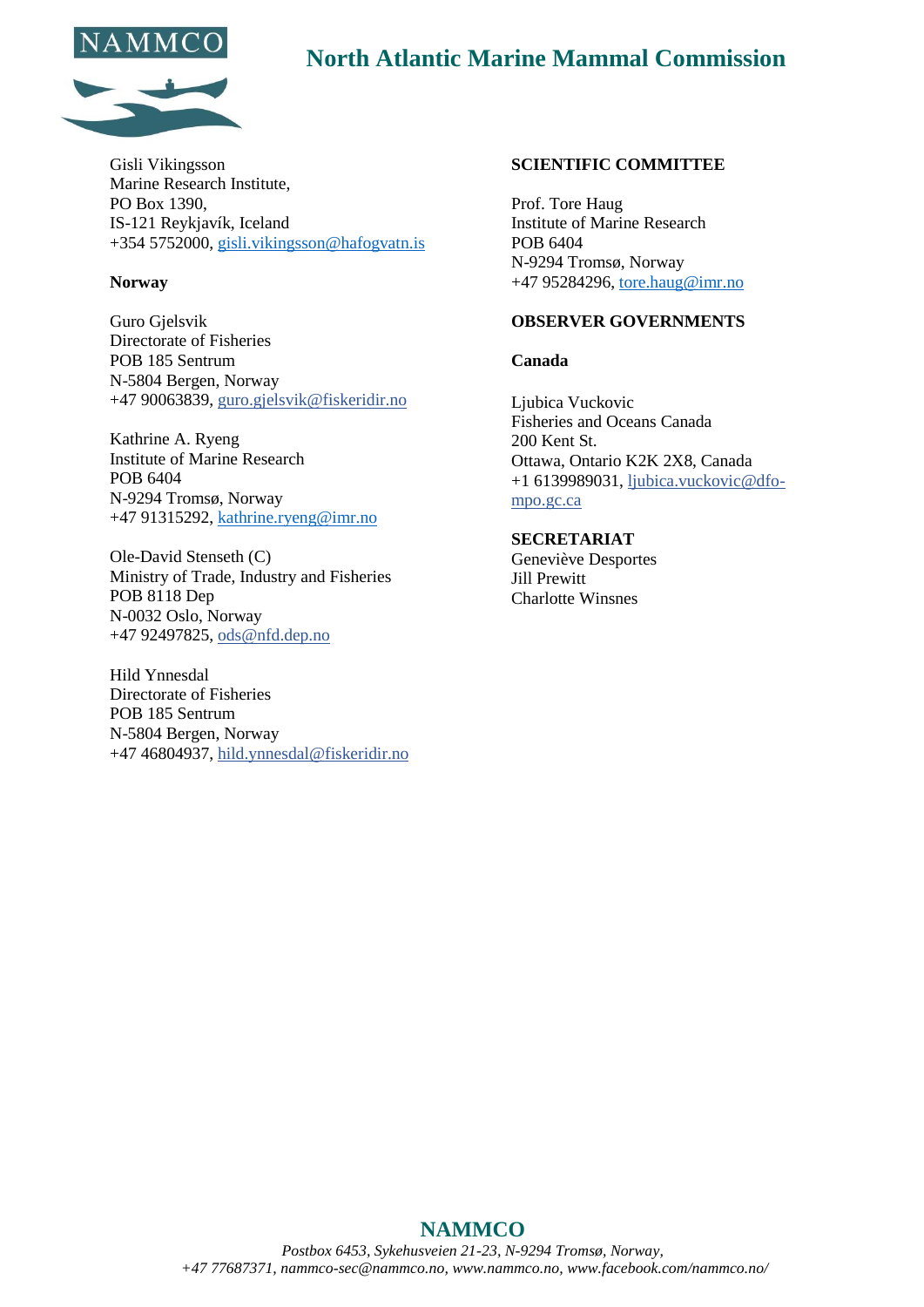# North Atlantic Marine Mammal Commission

Gisli Vikingsson
Marine Research Institute,
PO Box 1390,
IS-121 Reykjavík, Iceland
+354 5752000, gisli.vikingsson@hafogvatn.is

**Norway**

Guro Gjelsvik
Directorate of Fisheries
POB 185 Sentrum
N-5804 Bergen, Norway
+47 90063839, guro.gjelsvik@fiskeridir.no

Kathrine A. Ryeng
Institute of Marine Research
POB 6404
N-9294 Tromsø, Norway
+47 91315292, kathrine.ryeng@imr.no

Ole-David Stenseth (C)
Ministry of Trade, Industry and Fisheries
POB 8118 Dep
N-0032 Oslo, Norway
+47 92497825, ods@nfd.dep.no

Hild Ynnesdal
Directorate of Fisheries
POB 185 Sentrum
N-5804 Bergen, Norway
+47 46804937, hild.ynnesdal@fiskeridir.no

**SCIENTIFIC COMMITTEE**

Prof. Tore Haug
Institute of Marine Research
POB 6404
N-9294 Tromsø, Norway
+47 95284296, tore.haug@imr.no

**OBSERVER GOVERNMENTS**

**Canada**

Ljubica Vuckovic
Fisheries and Oceans Canada
200 Kent St.
Ottawa, Ontario K2K 2X8, Canada
+1 6139989031, ljubica.vuckovic@dfo-mpo.gc.ca

**SECRETARIAT**

Geneviève Desportes
Jill Prewitt
Charlotte Winsnes